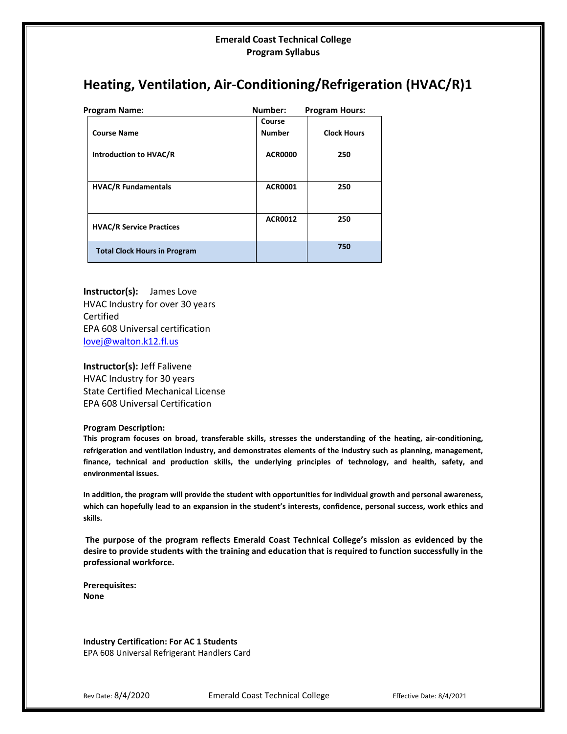**Emerald Coast Technical College**
**Program Syllabus**

# Heating, Ventilation, Air-Conditioning/Refrigeration (HVAC/R)1

**Program Name:** **Number:** **Program Hours:**

| Course Name | Course Number | Clock Hours |
|---|---|---|
| **Introduction to HVAC/R** | **ACR0000** | **250** |
| **HVAC/R Fundamentals** | **ACR0001** | **250** |
| **HVAC/R Service Practices** | **ACR0012** | **250** |
| **Total Clock Hours in Program** | | **750** |

**Instructor(s):** James Love
HVAC Industry for over 30 years
Certified
EPA 608 Universal certification
lovej@walton.k12.fl.us

**Instructor(s):** Jeff Falivene
HVAC Industry for 30 years
State Certified Mechanical License
EPA 608 Universal Certification

**Program Description:**

**This program focuses on broad, transferable skills, stresses the understanding of the heating, air-conditioning, refrigeration and ventilation industry, and demonstrates elements of the industry such as planning, management, finance, technical and production skills, the underlying principles of technology, and health, safety, and environmental issues.**

**In addition, the program will provide the student with opportunities for individual growth and personal awareness, which can hopefully lead to an expansion in the student's interests, confidence, personal success, work ethics and skills.**

**The purpose of the program reflects Emerald Coast Technical College's mission as evidenced by the desire to provide students with the training and education that is required to function successfully in the professional workforce.**

**Prerequisites:**
**None**

**Industry Certification: For AC 1 Students**
EPA 608 Universal Refrigerant Handlers Card

Rev Date: 8/4/2020 Emerald Coast Technical College Effective Date: 8/4/2021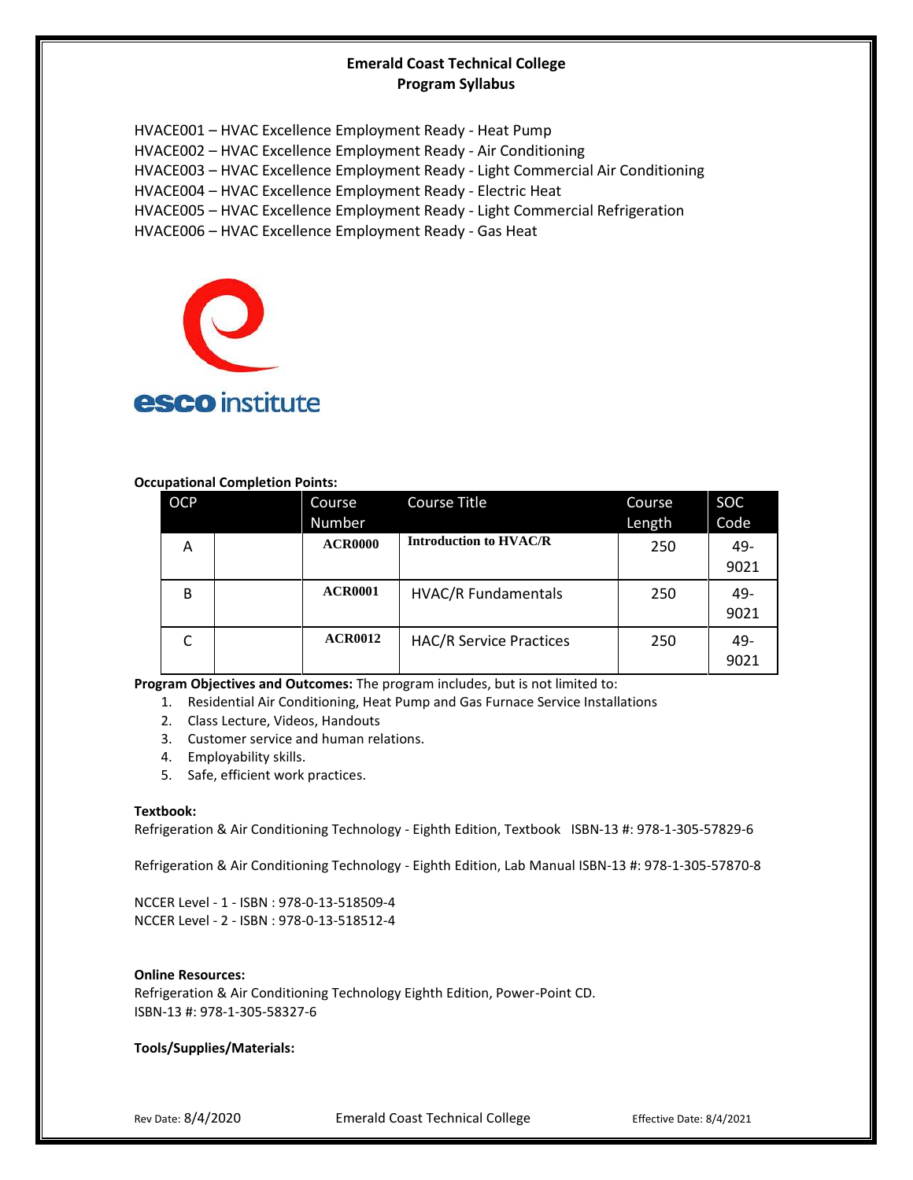**Emerald Coast Technical College**
**Program Syllabus**

HVACE001 – HVAC Excellence Employment Ready - Heat Pump
HVACE002 – HVAC Excellence Employment Ready - Air Conditioning
HVACE003 – HVAC Excellence Employment Ready - Light Commercial Air Conditioning
HVACE004 – HVAC Excellence Employment Ready - Electric Heat
HVACE005 – HVAC Excellence Employment Ready - Light Commercial Refrigeration
HVACE006 – HVAC Excellence Employment Ready - Gas Heat

esco institute

**Occupational Completion Points:**

| OCP | | Course Number | Course Title | Course Length | SOC Code |
|---|---|---|---|---|---|
| A | | **ACR0000** | **Introduction to HVAC/R** | 250 | 49-9021 |
| B | | **ACR0001** | HVAC/R Fundamentals | 250 | 49-9021 |
| C | | **ACR0012** | HAC/R Service Practices | 250 | 49-9021 |

**Program Objectives and Outcomes:** The program includes, but is not limited to:

1. Residential Air Conditioning, Heat Pump and Gas Furnace Service Installations
2. Class Lecture, Videos, Handouts
3. Customer service and human relations.
4. Employability skills.
5. Safe, efficient work practices.

**Textbook:**

Refrigeration & Air Conditioning Technology - Eighth Edition, Textbook ISBN-13 #: 978-1-305-57829-6

Refrigeration & Air Conditioning Technology - Eighth Edition, Lab Manual ISBN-13 #: 978-1-305-57870-8

NCCER Level - 1 - ISBN : 978-0-13-518509-4
NCCER Level - 2 - ISBN : 978-0-13-518512-4

**Online Resources:**

Refrigeration & Air Conditioning Technology Eighth Edition, Power-Point CD.
ISBN-13 #: 978-1-305-58327-6

**Tools/Supplies/Materials:**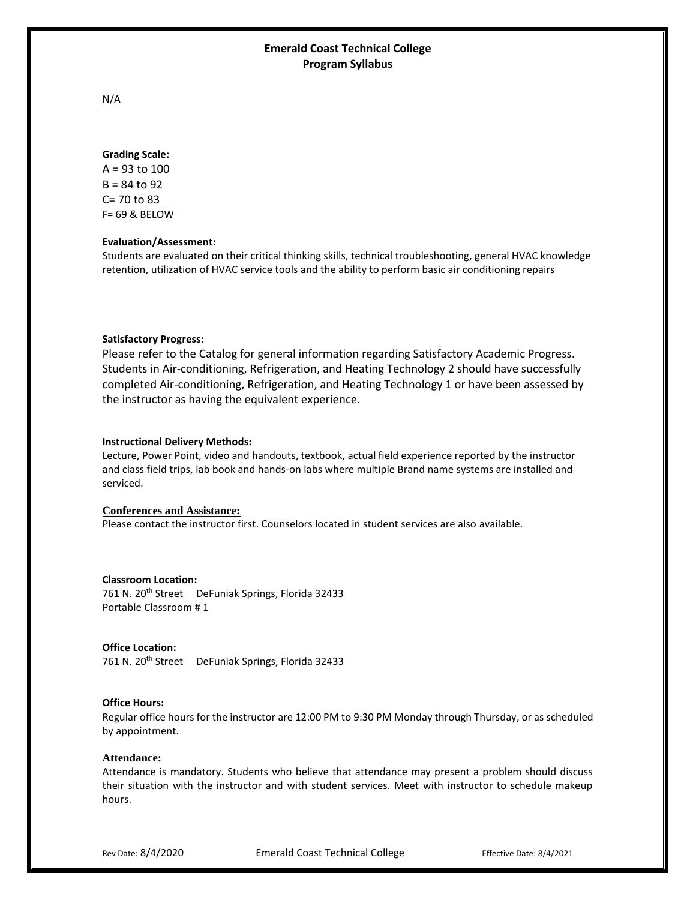N/A

**Grading Scale:**

A = 93 to 100
B = 84 to 92
C= 70 to 83
F= 69 & BELOW

**Evaluation/Assessment:**

Students are evaluated on their critical thinking skills, technical troubleshooting, general HVAC knowledge retention, utilization of HVAC service tools and the ability to perform basic air conditioning repairs

**Satisfactory Progress:**

Please refer to the Catalog for general information regarding Satisfactory Academic Progress. Students in Air-conditioning, Refrigeration, and Heating Technology 2 should have successfully completed Air-conditioning, Refrigeration, and Heating Technology 1 or have been assessed by the instructor as having the equivalent experience.

**Instructional Delivery Methods:**

Lecture, Power Point, video and handouts, textbook, actual field experience reported by the instructor and class field trips, lab book and hands-on labs where multiple Brand name systems are installed and serviced.

**Conferences and Assistance:**

Please contact the instructor first. Counselors located in student services are also available.

**Classroom Location:**

761 N. 20th Street DeFuniak Springs, Florida 32433
Portable Classroom # 1

**Office Location:**

761 N. 20th Street DeFuniak Springs, Florida 32433

**Office Hours:**

Regular office hours for the instructor are 12:00 PM to 9:30 PM Monday through Thursday, or as scheduled by appointment.

**Attendance:**

Attendance is mandatory. Students who believe that attendance may present a problem should discuss their situation with the instructor and with student services. Meet with instructor to schedule makeup hours.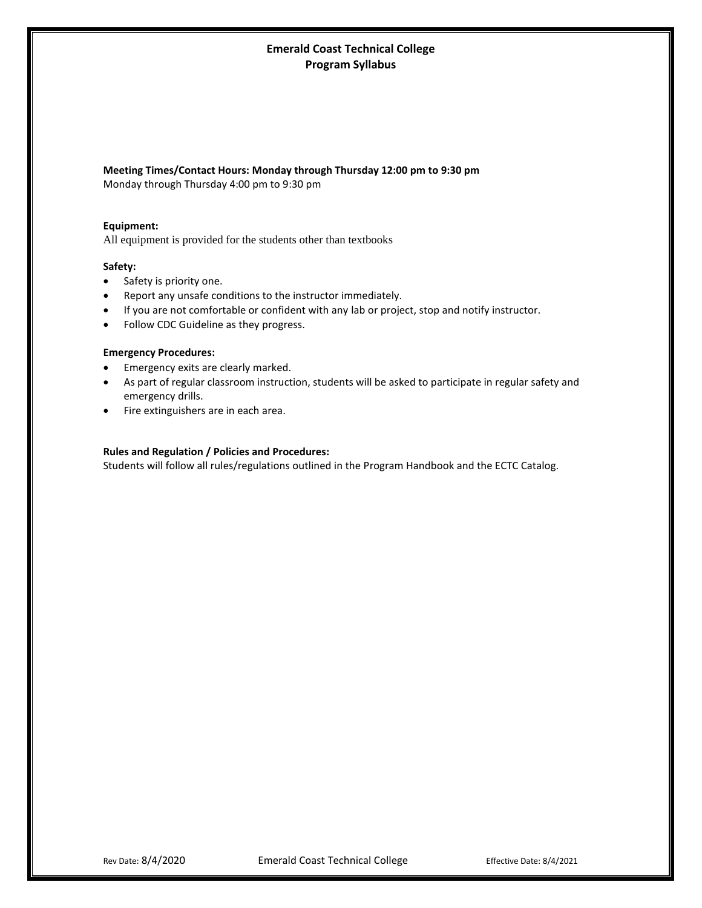**Emerald Coast Technical College**
**Program Syllabus**

**Meeting Times/Contact Hours: Monday through Thursday 12:00 pm to 9:30 pm**
Monday through Thursday 4:00 pm to 9:30 pm

**Equipment:**
All equipment is provided for the students other than textbooks

**Safety:**

- Safety is priority one.
- Report any unsafe conditions to the instructor immediately.
- If you are not comfortable or confident with any lab or project, stop and notify instructor.
- Follow CDC Guideline as they progress.

**Emergency Procedures:**

- Emergency exits are clearly marked.
- As part of regular classroom instruction, students will be asked to participate in regular safety and emergency drills.
- Fire extinguishers are in each area.

**Rules and Regulation / Policies and Procedures:**
Students will follow all rules/regulations outlined in the Program Handbook and the ECTC Catalog.

Rev Date: 8/4/2020 Emerald Coast Technical College Effective Date: 8/4/2021